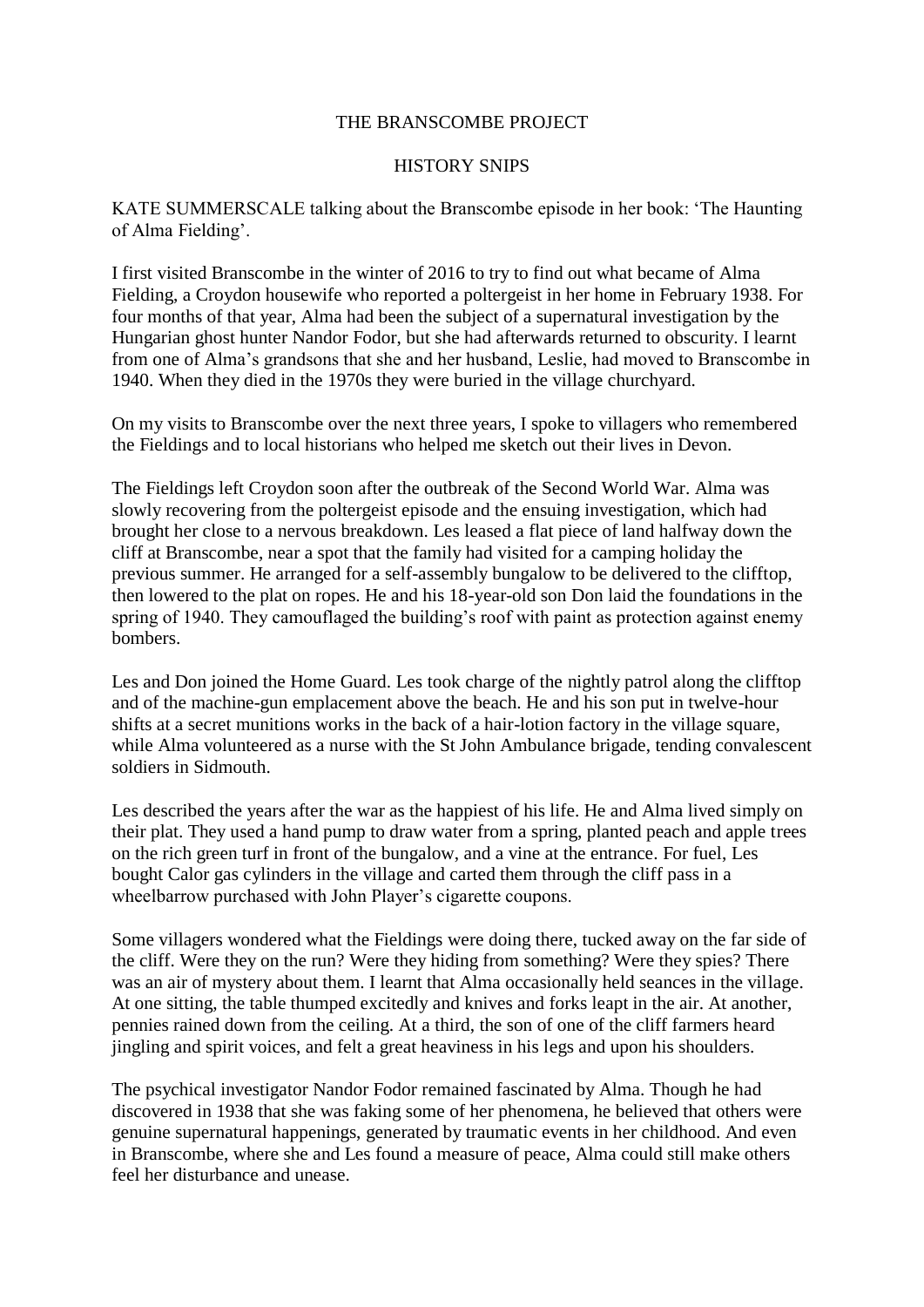# THE BRANSCOMBE PROJECT

## HISTORY SNIPS

KATE SUMMERSCALE talking about the Branscombe episode in her book: 'The Haunting of Alma Fielding'.

I first visited Branscombe in the winter of 2016 to try to find out what became of Alma Fielding, a Croydon housewife who reported a poltergeist in her home in February 1938. For four months of that year, Alma had been the subject of a supernatural investigation by the Hungarian ghost hunter Nandor Fodor, but she had afterwards returned to obscurity. I learnt from one of Alma's grandsons that she and her husband, Leslie, had moved to Branscombe in 1940. When they died in the 1970s they were buried in the village churchyard.

On my visits to Branscombe over the next three years, I spoke to villagers who remembered the Fieldings and to local historians who helped me sketch out their lives in Devon.

The Fieldings left Croydon soon after the outbreak of the Second World War. Alma was slowly recovering from the poltergeist episode and the ensuing investigation, which had brought her close to a nervous breakdown. Les leased a flat piece of land halfway down the cliff at Branscombe, near a spot that the family had visited for a camping holiday the previous summer. He arranged for a self-assembly bungalow to be delivered to the clifftop, then lowered to the plat on ropes. He and his 18-year-old son Don laid the foundations in the spring of 1940. They camouflaged the building's roof with paint as protection against enemy bombers.

Les and Don joined the Home Guard. Les took charge of the nightly patrol along the clifftop and of the machine-gun emplacement above the beach. He and his son put in twelve-hour shifts at a secret munitions works in the back of a hair-lotion factory in the village square, while Alma volunteered as a nurse with the St John Ambulance brigade, tending convalescent soldiers in Sidmouth.

Les described the years after the war as the happiest of his life. He and Alma lived simply on their plat. They used a hand pump to draw water from a spring, planted peach and apple trees on the rich green turf in front of the bungalow, and a vine at the entrance. For fuel, Les bought Calor gas cylinders in the village and carted them through the cliff pass in a wheelbarrow purchased with John Player's cigarette coupons.

Some villagers wondered what the Fieldings were doing there, tucked away on the far side of the cliff. Were they on the run? Were they hiding from something? Were they spies? There was an air of mystery about them. I learnt that Alma occasionally held seances in the village. At one sitting, the table thumped excitedly and knives and forks leapt in the air. At another, pennies rained down from the ceiling. At a third, the son of one of the cliff farmers heard jingling and spirit voices, and felt a great heaviness in his legs and upon his shoulders.

The psychical investigator Nandor Fodor remained fascinated by Alma. Though he had discovered in 1938 that she was faking some of her phenomena, he believed that others were genuine supernatural happenings, generated by traumatic events in her childhood. And even in Branscombe, where she and Les found a measure of peace, Alma could still make others feel her disturbance and unease.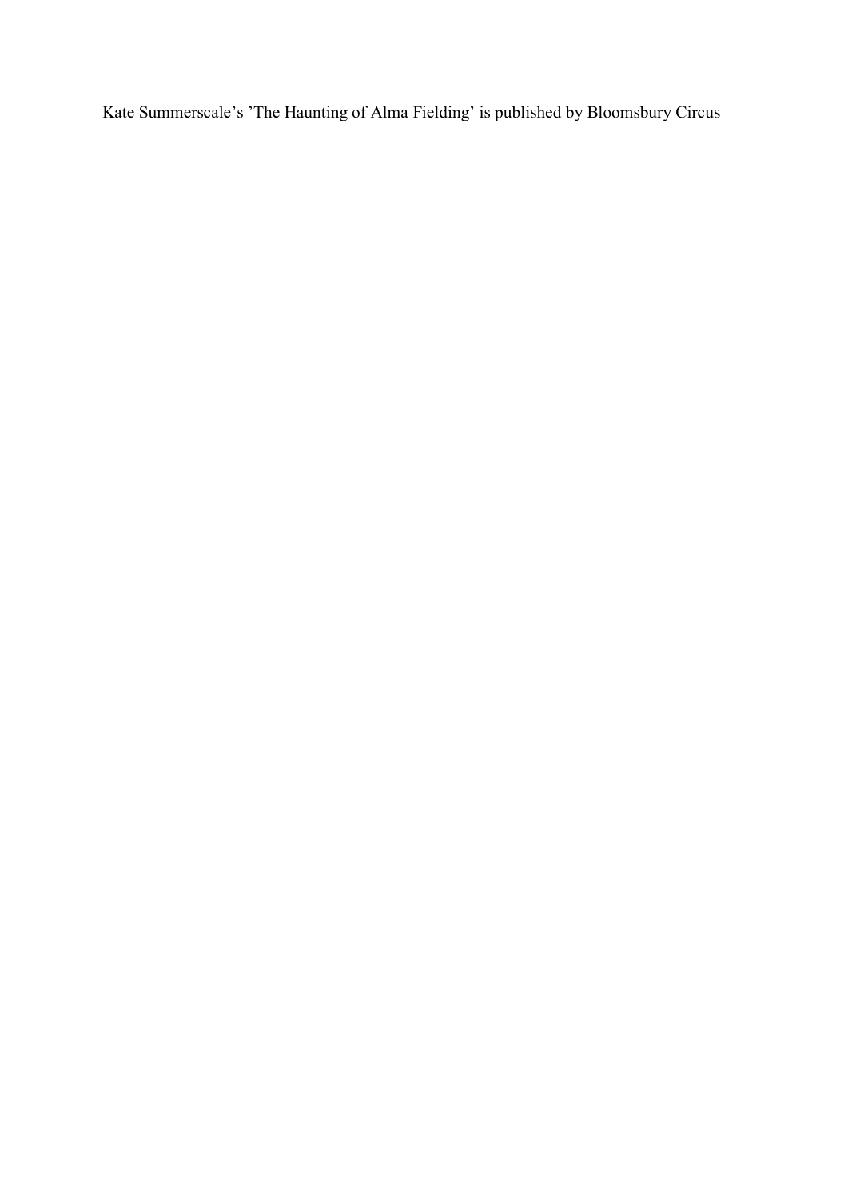Kate Summerscale's 'The Haunting of Alma Fielding' is published by Bloomsbury Circus